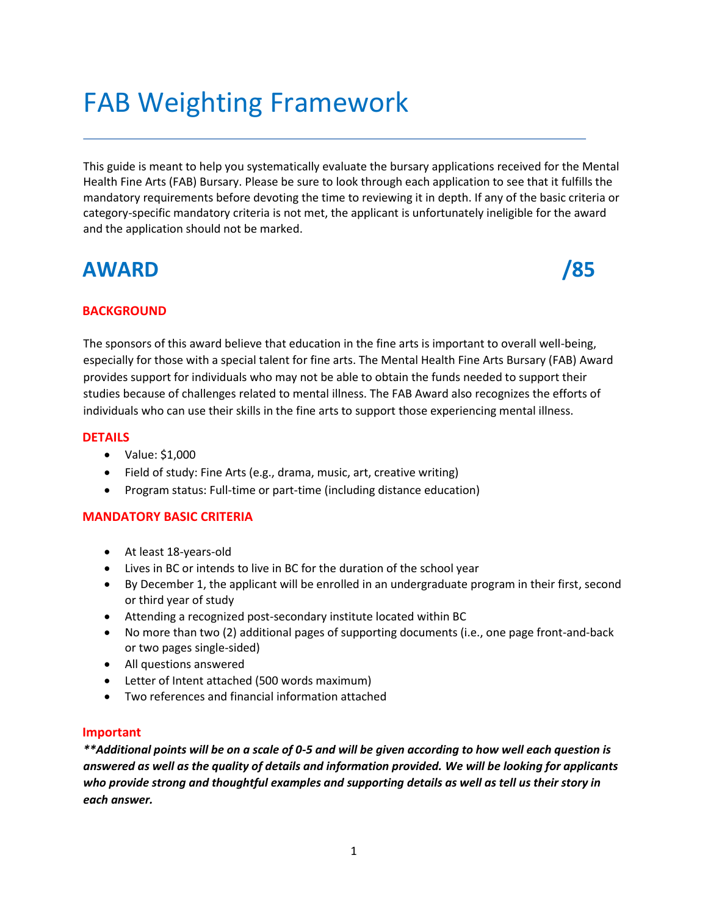# FAB Weighting Framework

This guide is meant to help you systematically evaluate the bursary applications received for the Mental Health Fine Arts (FAB) Bursary. Please be sure to look through each application to see that it fulfills the mandatory requirements before devoting the time to reviewing it in depth. If any of the basic criteria or category-specific mandatory criteria is not met, the applicant is unfortunately ineligible for the award and the application should not be marked.

## AWARD /85

### BACKGROUND

The sponsors of this award believe that education in the fine arts is important to overall well-being, especially for those with a special talent for fine arts. The Mental Health Fine Arts Bursary (FAB) Award provides support for individuals who may not be able to obtain the funds needed to support their studies because of challenges related to mental illness. The FAB Award also recognizes the efforts of individuals who can use their skills in the fine arts to support those experiencing mental illness.

### DETAILS

- Value: $1,000
- Field of study: Fine Arts (e.g., drama, music, art, creative writing)
- Program status: Full-time or part-time (including distance education)

### MANDATORY BASIC CRITERIA

- At least 18-years-old
- Lives in BC or intends to live in BC for the duration of the school year
- By December 1, the applicant will be enrolled in an undergraduate program in their first, second or third year of study
- Attending a recognized post-secondary institute located within BC
- No more than two (2) additional pages of supporting documents (i.e., one page front-and-back or two pages single-sided)
- All questions answered
- Letter of Intent attached (500 words maximum)
- Two references and financial information attached

### Important

***\*\*Additional points will be on a scale of 0-5 and will be given according to how well each question is answered as well as the quality of details and information provided. We will be looking for applicants who provide strong and thoughtful examples and supporting details as well as tell us their story in each answer.***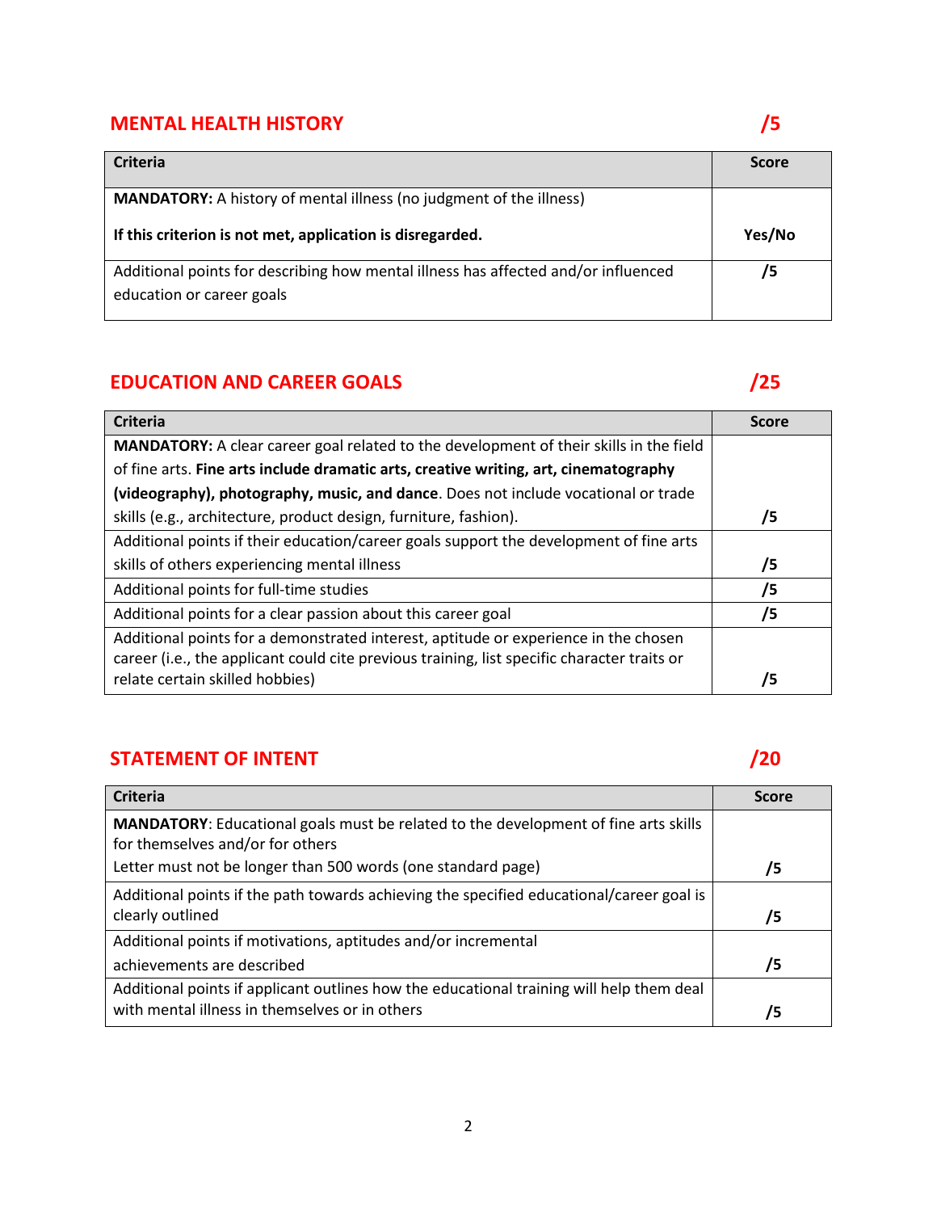## MENTAL HEALTH HISTORY /5

| Criteria | Score |
|---|---|
| **MANDATORY:** A history of mental illness (no judgment of the illness)<br><br>**If this criterion is not met, application is disregarded.** | **Yes/No** |
| Additional points for describing how mental illness has affected and/or influenced education or career goals | **/5** |

## EDUCATION AND CAREER GOALS /25

| Criteria | Score |
|---|---|
| **MANDATORY:** A clear career goal related to the development of their skills in the field of fine arts. **Fine arts include dramatic arts, creative writing, art, cinematography (videography), photography, music, and dance**. Does not include vocational or trade skills (e.g., architecture, product design, furniture, fashion). | **/5** |
| Additional points if their education/career goals support the development of fine arts skills of others experiencing mental illness | **/5** |
| Additional points for full-time studies | **/5** |
| Additional points for a clear passion about this career goal | **/5** |
| Additional points for a demonstrated interest, aptitude or experience in the chosen career (i.e., the applicant could cite previous training, list specific character traits or relate certain skilled hobbies) | **/5** |

## STATEMENT OF INTENT /20

| Criteria | Score |
|---|---|
| **MANDATORY**: Educational goals must be related to the development of fine arts skills for themselves and/or for others<br>Letter must not be longer than 500 words (one standard page) | **/5** |
| Additional points if the path towards achieving the specified educational/career goal is clearly outlined | **/5** |
| Additional points if motivations, aptitudes and/or incremental achievements are described | **/5** |
| Additional points if applicant outlines how the educational training will help them deal with mental illness in themselves or in others | **/5** |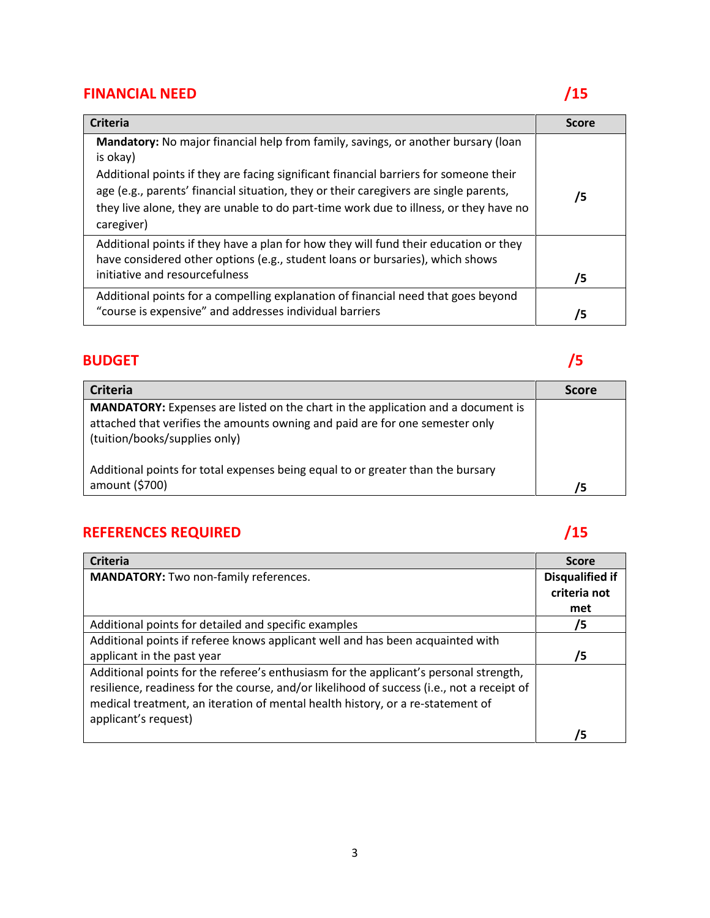## FINANCIAL NEED /15

| Criteria | Score |
|---|---|
| **Mandatory:** No major financial help from family, savings, or another bursary (loan is okay)<br>Additional points if they are facing significant financial barriers for someone their age (e.g., parents' financial situation, they or their caregivers are single parents, they live alone, they are unable to do part-time work due to illness, or they have no caregiver) | **/5** |
| Additional points if they have a plan for how they will fund their education or they have considered other options (e.g., student loans or bursaries), which shows initiative and resourcefulness | **/5** |
| Additional points for a compelling explanation of financial need that goes beyond "course is expensive" and addresses individual barriers | **/5** |

## BUDGET /5

| Criteria | Score |
|---|---|
| **MANDATORY:** Expenses are listed on the chart in the application and a document is attached that verifies the amounts owning and paid are for one semester only (tuition/books/supplies only)<br><br>Additional points for total expenses being equal to or greater than the bursary amount ($700) | **/5** |

## REFERENCES REQUIRED /15

| Criteria | Score |
|---|---|
| **MANDATORY:** Two non-family references. | **Disqualified if criteria not met** |
| Additional points for detailed and specific examples | **/5** |
| Additional points if referee knows applicant well and has been acquainted with applicant in the past year | **/5** |
| Additional points for the referee's enthusiasm for the applicant's personal strength, resilience, readiness for the course, and/or likelihood of success (i.e., not a receipt of medical treatment, an iteration of mental health history, or a re-statement of applicant's request) | **/5** |